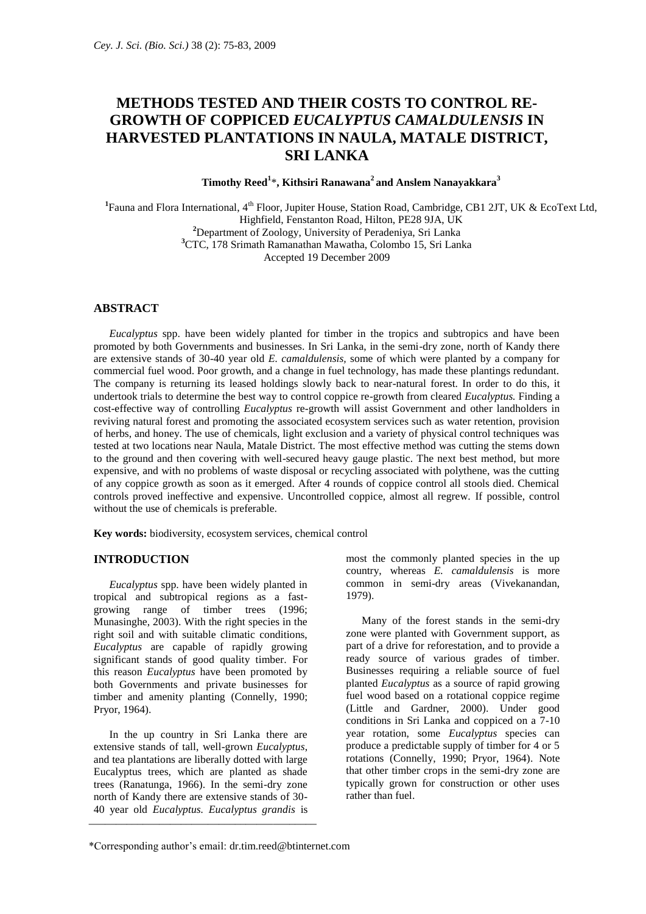# METHODS TESTED AND THEIR COSTS TO CONTROL RE-GROWTH OF COPPICED *EUCALYPTUS CAMALDULENSIS* IN HARVESTED PLANTATIONS IN NAULA, MATALE DISTRICT, SRI LANKA

**Timothy Reed[1]\*, Kithsiri Ranawana[2] and Anslem Nanayakkara[3]**

[1]Fauna and Flora International, 4th Floor, Jupiter House, Station Road, Cambridge, CB1 2JT, UK & EcoText Ltd, Highfield, Fenstanton Road, Hilton, PE28 9JA, UK
[2]Department of Zoology, University of Peradeniya, Sri Lanka
[3]CTC, 178 Srimath Ramanathan Mawatha, Colombo 15, Sri Lanka
Accepted 19 December 2009

## ABSTRACT

*Eucalyptus* spp. have been widely planted for timber in the tropics and subtropics and have been promoted by both Governments and businesses. In Sri Lanka, in the semi-dry zone, north of Kandy there are extensive stands of 30-40 year old *E. camaldulensis,* some of which were planted by a company for commercial fuel wood. Poor growth, and a change in fuel technology, has made these plantings redundant. The company is returning its leased holdings slowly back to near-natural forest. In order to do this, it undertook trials to determine the best way to control coppice re-growth from cleared *Eucalyptus.* Finding a cost-effective way of controlling *Eucalyptus* re-growth will assist Government and other landholders in reviving natural forest and promoting the associated ecosystem services such as water retention, provision of herbs, and honey. The use of chemicals, light exclusion and a variety of physical control techniques was tested at two locations near Naula, Matale District. The most effective method was cutting the stems down to the ground and then covering with well-secured heavy gauge plastic. The next best method, but more expensive, and with no problems of waste disposal or recycling associated with polythene, was the cutting of any coppice growth as soon as it emerged. After 4 rounds of coppice control all stools died. Chemical controls proved ineffective and expensive. Uncontrolled coppice, almost all regrew. If possible, control without the use of chemicals is preferable.

**Key words:** biodiversity, ecosystem services, chemical control

## INTRODUCTION

*Eucalyptus* spp. have been widely planted in tropical and subtropical regions as a fast-growing range of timber trees (1996; Munasinghe, 2003). With the right species in the right soil and with suitable climatic conditions, *Eucalyptus* are capable of rapidly growing significant stands of good quality timber. For this reason *Eucalyptus* have been promoted by both Governments and private businesses for timber and amenity planting (Connelly, 1990; Pryor, 1964).

In the up country in Sri Lanka there are extensive stands of tall, well-grown *Eucalyptus*, and tea plantations are liberally dotted with large Eucalyptus trees, which are planted as shade trees (Ranatunga, 1966). In the semi-dry zone north of Kandy there are extensive stands of 30-40 year old *Eucalyptus. Eucalyptus grandis* is most the commonly planted species in the up country, whereas *E. camaldulensis* is more common in semi-dry areas (Vivekanandan, 1979).

Many of the forest stands in the semi-dry zone were planted with Government support, as part of a drive for reforestation, and to provide a ready source of various grades of timber. Businesses requiring a reliable source of fuel planted *Eucalyptus* as a source of rapid growing fuel wood based on a rotational coppice regime (Little and Gardner, 2000). Under good conditions in Sri Lanka and coppiced on a 7-10 year rotation, some *Eucalyptus* species can produce a predictable supply of timber for 4 or 5 rotations (Connelly, 1990; Pryor, 1964). Note that other timber crops in the semi-dry zone are typically grown for construction or other uses rather than fuel.

\*Corresponding author's email: dr.tim.reed@btinternet.com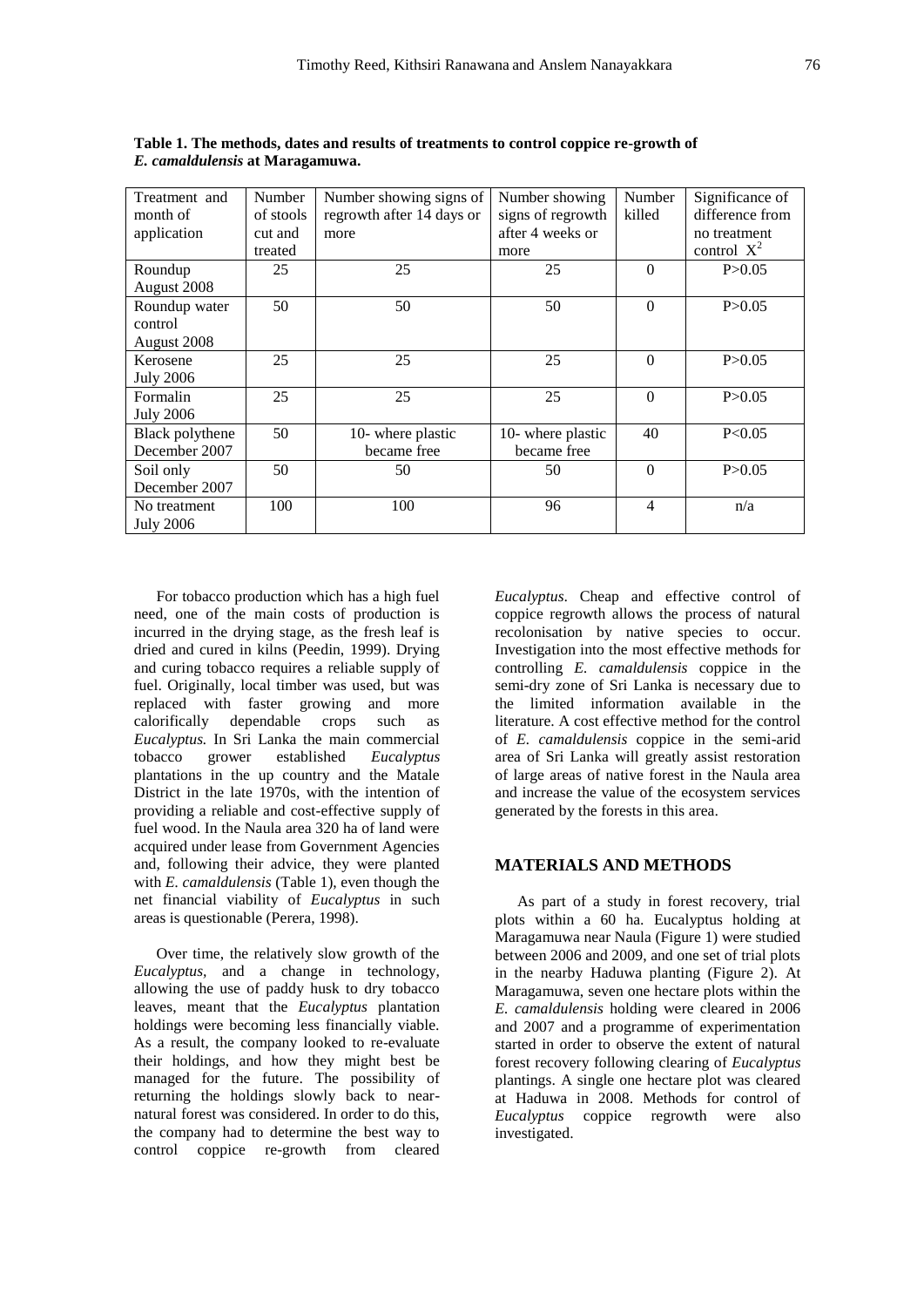**Table 1. The methods, dates and results of treatments to control coppice re-growth of *E. camaldulensis* at Maragamuwa.**

| Treatment and month of application | Number of stools cut and treated | Number showing signs of regrowth after 14 days or more | Number showing signs of regrowth after 4 weeks or more | Number killed | Significance of difference from no treatment control $X^2$ |
|---|---|---|---|---|---|
| Roundup August 2008 | 25 | 25 | 25 | 0 | P>0.05 |
| Roundup water control August 2008 | 50 | 50 | 50 | 0 | P>0.05 |
| Kerosene July 2006 | 25 | 25 | 25 | 0 | P>0.05 |
| Formalin July 2006 | 25 | 25 | 25 | 0 | P>0.05 |
| Black polythene December 2007 | 50 | 10- where plastic became free | 10- where plastic became free | 40 | P<0.05 |
| Soil only December 2007 | 50 | 50 | 50 | 0 | P>0.05 |
| No treatment July 2006 | 100 | 100 | 96 | 4 | n/a |

For tobacco production which has a high fuel need, one of the main costs of production is incurred in the drying stage, as the fresh leaf is dried and cured in kilns (Peedin, 1999). Drying and curing tobacco requires a reliable supply of fuel. Originally, local timber was used, but was replaced with faster growing and more calorifically dependable crops such as *Eucalyptus.* In Sri Lanka the main commercial tobacco grower established *Eucalyptus* plantations in the up country and the Matale District in the late 1970s, with the intention of providing a reliable and cost-effective supply of fuel wood. In the Naula area 320 ha of land were acquired under lease from Government Agencies and, following their advice, they were planted with *E. camaldulensis* (Table 1), even though the net financial viability of *Eucalyptus* in such areas is questionable (Perera, 1998).

Over time, the relatively slow growth of the *Eucalyptus*, and a change in technology, allowing the use of paddy husk to dry tobacco leaves, meant that the *Eucalyptus* plantation holdings were becoming less financially viable. As a result, the company looked to re-evaluate their holdings, and how they might best be managed for the future. The possibility of returning the holdings slowly back to near-natural forest was considered. In order to do this, the company had to determine the best way to control coppice re-growth from cleared *Eucalyptus*. Cheap and effective control of coppice regrowth allows the process of natural recolonisation by native species to occur. Investigation into the most effective methods for controlling *E. camaldulensis* coppice in the semi-dry zone of Sri Lanka is necessary due to the limited information available in the literature. A cost effective method for the control of *E. camaldulensis* coppice in the semi-arid area of Sri Lanka will greatly assist restoration of large areas of native forest in the Naula area and increase the value of the ecosystem services generated by the forests in this area.

## MATERIALS AND METHODS

As part of a study in forest recovery, trial plots within a 60 ha. Eucalyptus holding at Maragamuwa near Naula (Figure 1) were studied between 2006 and 2009, and one set of trial plots in the nearby Haduwa planting (Figure 2). At Maragamuwa, seven one hectare plots within the *E. camaldulensis* holding were cleared in 2006 and 2007 and a programme of experimentation started in order to observe the extent of natural forest recovery following clearing of *Eucalyptus* plantings. A single one hectare plot was cleared at Haduwa in 2008. Methods for control of *Eucalyptus* coppice regrowth were also investigated.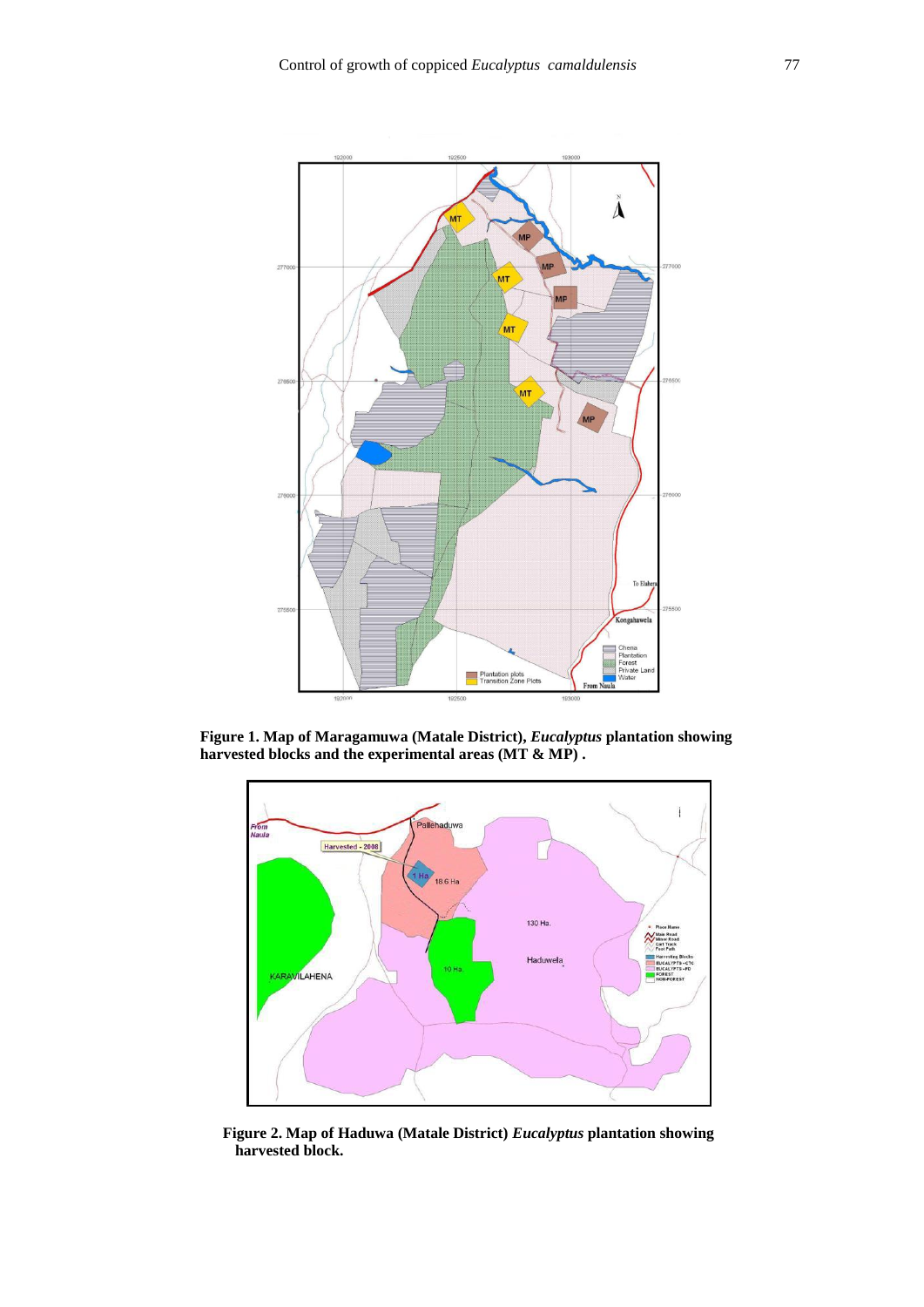**Figure 1. Map of Maragamuwa (Matale District), *Eucalyptus* plantation showing harvested blocks and the experimental areas (MT & MP) .**

**Figure 2. Map of Haduwa (Matale District) *Eucalyptus* plantation showing harvested block.**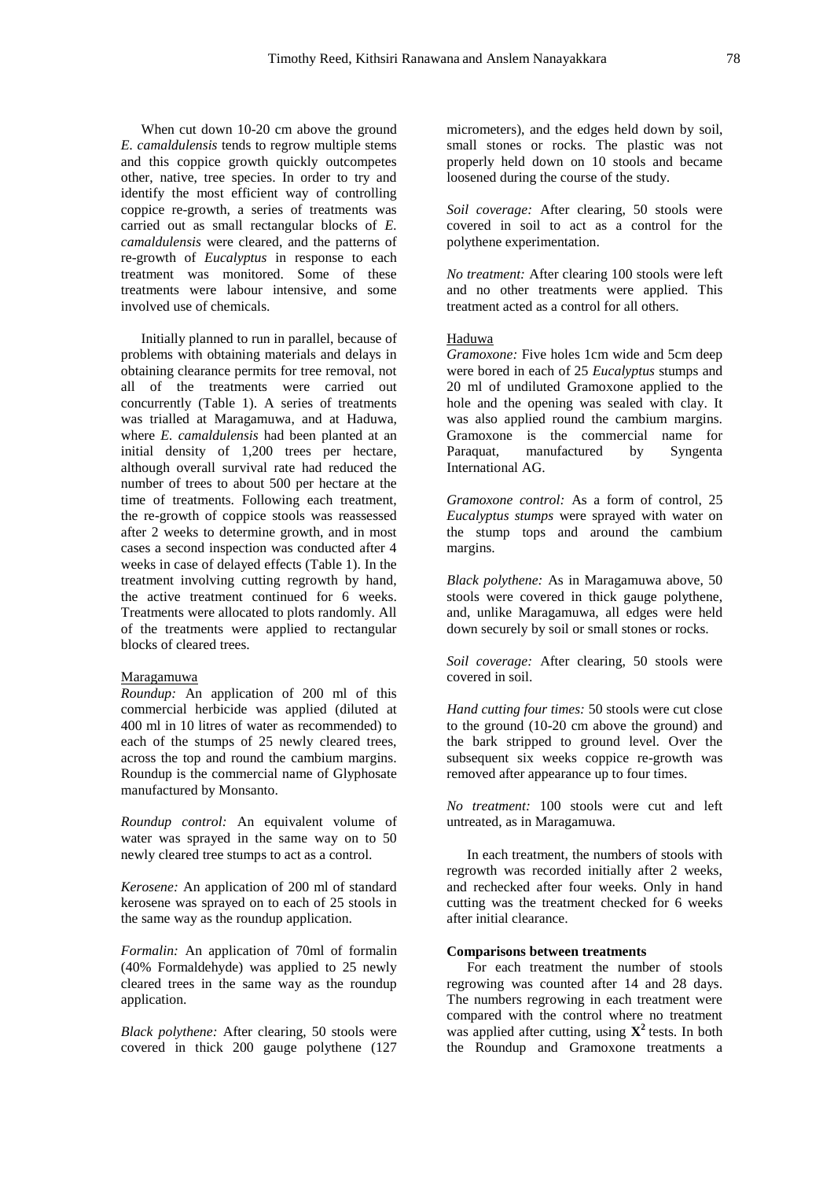When cut down 10-20 cm above the ground *E. camaldulensis* tends to regrow multiple stems and this coppice growth quickly outcompetes other, native, tree species. In order to try and identify the most efficient way of controlling coppice re-growth, a series of treatments was carried out as small rectangular blocks of *E. camaldulensis* were cleared, and the patterns of re-growth of *Eucalyptus* in response to each treatment was monitored. Some of these treatments were labour intensive, and some involved use of chemicals.

Initially planned to run in parallel, because of problems with obtaining materials and delays in obtaining clearance permits for tree removal, not all of the treatments were carried out concurrently (Table 1). A series of treatments was trialled at Maragamuwa, and at Haduwa, where *E. camaldulensis* had been planted at an initial density of 1,200 trees per hectare, although overall survival rate had reduced the number of trees to about 500 per hectare at the time of treatments. Following each treatment, the re-growth of coppice stools was reassessed after 2 weeks to determine growth, and in most cases a second inspection was conducted after 4 weeks in case of delayed effects (Table 1). In the treatment involving cutting regrowth by hand, the active treatment continued for 6 weeks. Treatments were allocated to plots randomly. All of the treatments were applied to rectangular blocks of cleared trees.

Maragamuwa

*Roundup:* An application of 200 ml of this commercial herbicide was applied (diluted at 400 ml in 10 litres of water as recommended) to each of the stumps of 25 newly cleared trees, across the top and round the cambium margins. Roundup is the commercial name of Glyphosate manufactured by Monsanto.

*Roundup control:* An equivalent volume of water was sprayed in the same way on to 50 newly cleared tree stumps to act as a control.

*Kerosene:* An application of 200 ml of standard kerosene was sprayed on to each of 25 stools in the same way as the roundup application.

*Formalin:* An application of 70ml of formalin (40% Formaldehyde) was applied to 25 newly cleared trees in the same way as the roundup application.

*Black polythene:* After clearing, 50 stools were covered in thick 200 gauge polythene (127 micrometers), and the edges held down by soil, small stones or rocks. The plastic was not properly held down on 10 stools and became loosened during the course of the study.

*Soil coverage:* After clearing, 50 stools were covered in soil to act as a control for the polythene experimentation.

*No treatment:* After clearing 100 stools were left and no other treatments were applied. This treatment acted as a control for all others.

Haduwa

*Gramoxone:* Five holes 1cm wide and 5cm deep were bored in each of 25 *Eucalyptus* stumps and 20 ml of undiluted Gramoxone applied to the hole and the opening was sealed with clay. It was also applied round the cambium margins. Gramoxone is the commercial name for Paraquat, manufactured by Syngenta International AG.

*Gramoxone control:* As a form of control, 25 *Eucalyptus stumps* were sprayed with water on the stump tops and around the cambium margins.

*Black polythene:* As in Maragamuwa above, 50 stools were covered in thick gauge polythene, and, unlike Maragamuwa, all edges were held down securely by soil or small stones or rocks.

*Soil coverage:* After clearing, 50 stools were covered in soil.

*Hand cutting four times:* 50 stools were cut close to the ground (10-20 cm above the ground) and the bark stripped to ground level. Over the subsequent six weeks coppice re-growth was removed after appearance up to four times.

*No treatment:* 100 stools were cut and left untreated, as in Maragamuwa.

In each treatment, the numbers of stools with regrowth was recorded initially after 2 weeks, and rechecked after four weeks. Only in hand cutting was the treatment checked for 6 weeks after initial clearance.

**Comparisons between treatments**

For each treatment the number of stools regrowing was counted after 14 and 28 days. The numbers regrowing in each treatment were compared with the control where no treatment was applied after cutting, using $\mathbf{X^2}$ tests. In both the Roundup and Gramoxone treatments a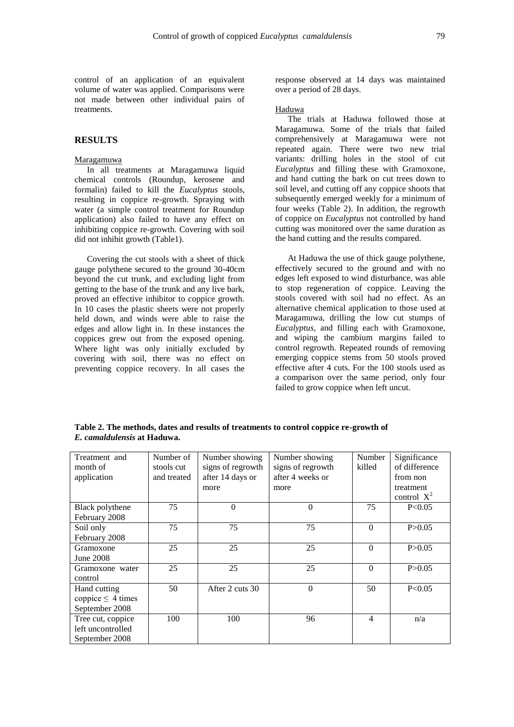control of an application of an equivalent volume of water was applied. Comparisons were not made between other individual pairs of treatments.

## RESULTS

### Maragamuwa

In all treatments at Maragamuwa liquid chemical controls (Roundup, kerosene and formalin) failed to kill the *Eucalyptus* stools, resulting in coppice re-growth. Spraying with water (a simple control treatment for Roundup application) also failed to have any effect on inhibiting coppice re-growth. Covering with soil did not inhibit growth (Table1).

Covering the cut stools with a sheet of thick gauge polythene secured to the ground 30-40cm beyond the cut trunk, and excluding light from getting to the base of the trunk and any live bark, proved an effective inhibitor to coppice growth. In 10 cases the plastic sheets were not properly held down, and winds were able to raise the edges and allow light in. In these instances the coppices grew out from the exposed opening. Where light was only initially excluded by covering with soil, there was no effect on preventing coppice recovery. In all cases the response observed at 14 days was maintained over a period of 28 days.

### Haduwa

The trials at Haduwa followed those at Maragamuwa. Some of the trials that failed comprehensively at Maragamuwa were not repeated again. There were two new trial variants: drilling holes in the stool of cut *Eucalyptus* and filling these with Gramoxone, and hand cutting the bark on cut trees down to soil level, and cutting off any coppice shoots that subsequently emerged weekly for a minimum of four weeks (Table 2). In addition, the regrowth of coppice on *Eucalyptus* not controlled by hand cutting was monitored over the same duration as the hand cutting and the results compared.

At Haduwa the use of thick gauge polythene, effectively secured to the ground and with no edges left exposed to wind disturbance, was able to stop regeneration of coppice. Leaving the stools covered with soil had no effect. As an alternative chemical application to those used at Maragamuwa, drilling the low cut stumps of *Eucalyptus*, and filling each with Gramoxone, and wiping the cambium margins failed to control regrowth. Repeated rounds of removing emerging coppice stems from 50 stools proved effective after 4 cuts. For the 100 stools used as a comparison over the same period, only four failed to grow coppice when left uncut.

**Table 2. The methods, dates and results of treatments to control coppice re-growth of *E. camaldulensis* at Haduwa.**

| Treatment and month of application | Number of stools cut and treated | Number showing signs of regrowth after 14 days or more | Number showing signs of regrowth after 4 weeks or more | Number killed | Significance of difference from non treatment control $X^2$ |
|---|---|---|---|---|---|
| Black polythene February 2008 | 75 | 0 | 0 | 75 | P<0.05 |
| Soil only February 2008 | 75 | 75 | 75 | 0 | P>0.05 |
| Gramoxone June 2008 | 25 | 25 | 25 | 0 | P>0.05 |
| Gramoxone water control | 25 | 25 | 25 | 0 | P>0.05 |
| Hand cutting coppice ≤ 4 times September 2008 | 50 | After 2 cuts 30 | 0 | 50 | P<0.05 |
| Tree cut, coppice left uncontrolled September 2008 | 100 | 100 | 96 | 4 | n/a |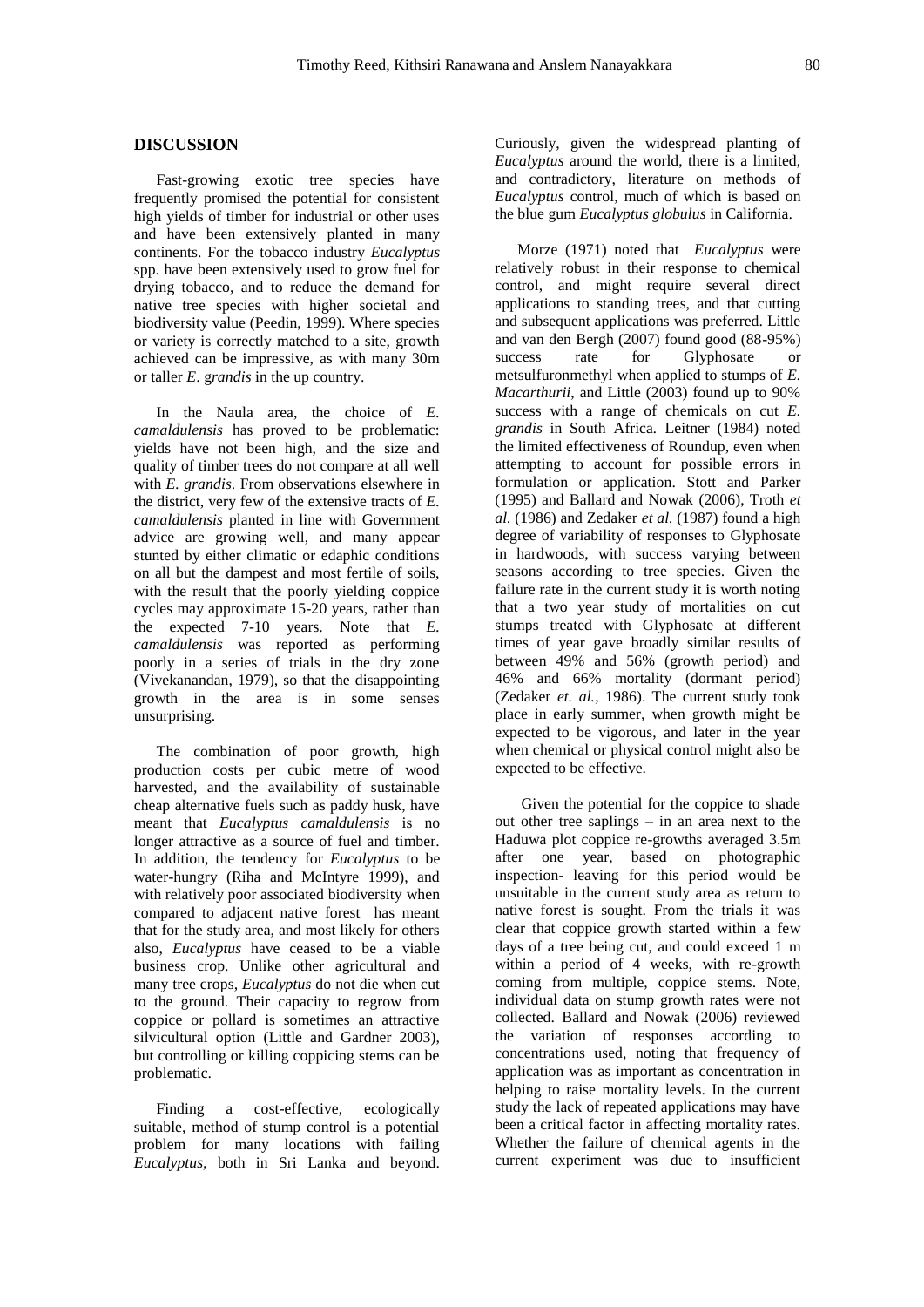## DISCUSSION

Fast-growing exotic tree species have frequently promised the potential for consistent high yields of timber for industrial or other uses and have been extensively planted in many continents. For the tobacco industry *Eucalyptus* spp. have been extensively used to grow fuel for drying tobacco, and to reduce the demand for native tree species with higher societal and biodiversity value (Peedin, 1999). Where species or variety is correctly matched to a site, growth achieved can be impressive, as with many 30m or taller *E. grandis* in the up country.

In the Naula area, the choice of *E. camaldulensis* has proved to be problematic: yields have not been high, and the size and quality of timber trees do not compare at all well with *E. grandis.* From observations elsewhere in the district, very few of the extensive tracts of *E. camaldulensis* planted in line with Government advice are growing well, and many appear stunted by either climatic or edaphic conditions on all but the dampest and most fertile of soils, with the result that the poorly yielding coppice cycles may approximate 15-20 years, rather than the expected 7-10 years. Note that *E. camaldulensis* was reported as performing poorly in a series of trials in the dry zone (Vivekanandan, 1979), so that the disappointing growth in the area is in some senses unsurprising.

The combination of poor growth, high production costs per cubic metre of wood harvested, and the availability of sustainable cheap alternative fuels such as paddy husk, have meant that *Eucalyptus camaldulensis* is no longer attractive as a source of fuel and timber. In addition, the tendency for *Eucalyptus* to be water-hungry (Riha and McIntyre 1999), and with relatively poor associated biodiversity when compared to adjacent native forest has meant that for the study area, and most likely for others also, *Eucalyptus* have ceased to be a viable business crop. Unlike other agricultural and many tree crops, *Eucalyptus* do not die when cut to the ground. Their capacity to regrow from coppice or pollard is sometimes an attractive silvicultural option (Little and Gardner 2003), but controlling or killing coppicing stems can be problematic.

Finding a cost-effective, ecologically suitable, method of stump control is a potential problem for many locations with failing *Eucalyptus*, both in Sri Lanka and beyond. Curiously, given the widespread planting of *Eucalyptus* around the world, there is a limited, and contradictory, literature on methods of *Eucalyptus* control, much of which is based on the blue gum *Eucalyptus globulus* in California.

Morze (1971) noted that *Eucalyptus* were relatively robust in their response to chemical control, and might require several direct applications to standing trees, and that cutting and subsequent applications was preferred. Little and van den Bergh (2007) found good (88-95%) success rate for Glyphosate or metsulfuronmethyl when applied to stumps of *E. Macarthurii*, and Little (2003) found up to 90% success with a range of chemicals on cut *E. grandis* in South Africa. Leitner (1984) noted the limited effectiveness of Roundup, even when attempting to account for possible errors in formulation or application. Stott and Parker (1995) and Ballard and Nowak (2006), Troth *et al.* (1986) and Zedaker *et al.* (1987) found a high degree of variability of responses to Glyphosate in hardwoods, with success varying between seasons according to tree species. Given the failure rate in the current study it is worth noting that a two year study of mortalities on cut stumps treated with Glyphosate at different times of year gave broadly similar results of between 49% and 56% (growth period) and 46% and 66% mortality (dormant period) (Zedaker *et. al.*, 1986). The current study took place in early summer, when growth might be expected to be vigorous, and later in the year when chemical or physical control might also be expected to be effective.

Given the potential for the coppice to shade out other tree saplings – in an area next to the Haduwa plot coppice re-growths averaged 3.5m after one year, based on photographic inspection- leaving for this period would be unsuitable in the current study area as return to native forest is sought. From the trials it was clear that coppice growth started within a few days of a tree being cut, and could exceed 1 m within a period of 4 weeks, with re-growth coming from multiple, coppice stems. Note, individual data on stump growth rates were not collected. Ballard and Nowak (2006) reviewed the variation of responses according to concentrations used, noting that frequency of application was as important as concentration in helping to raise mortality levels. In the current study the lack of repeated applications may have been a critical factor in affecting mortality rates. Whether the failure of chemical agents in the current experiment was due to insufficient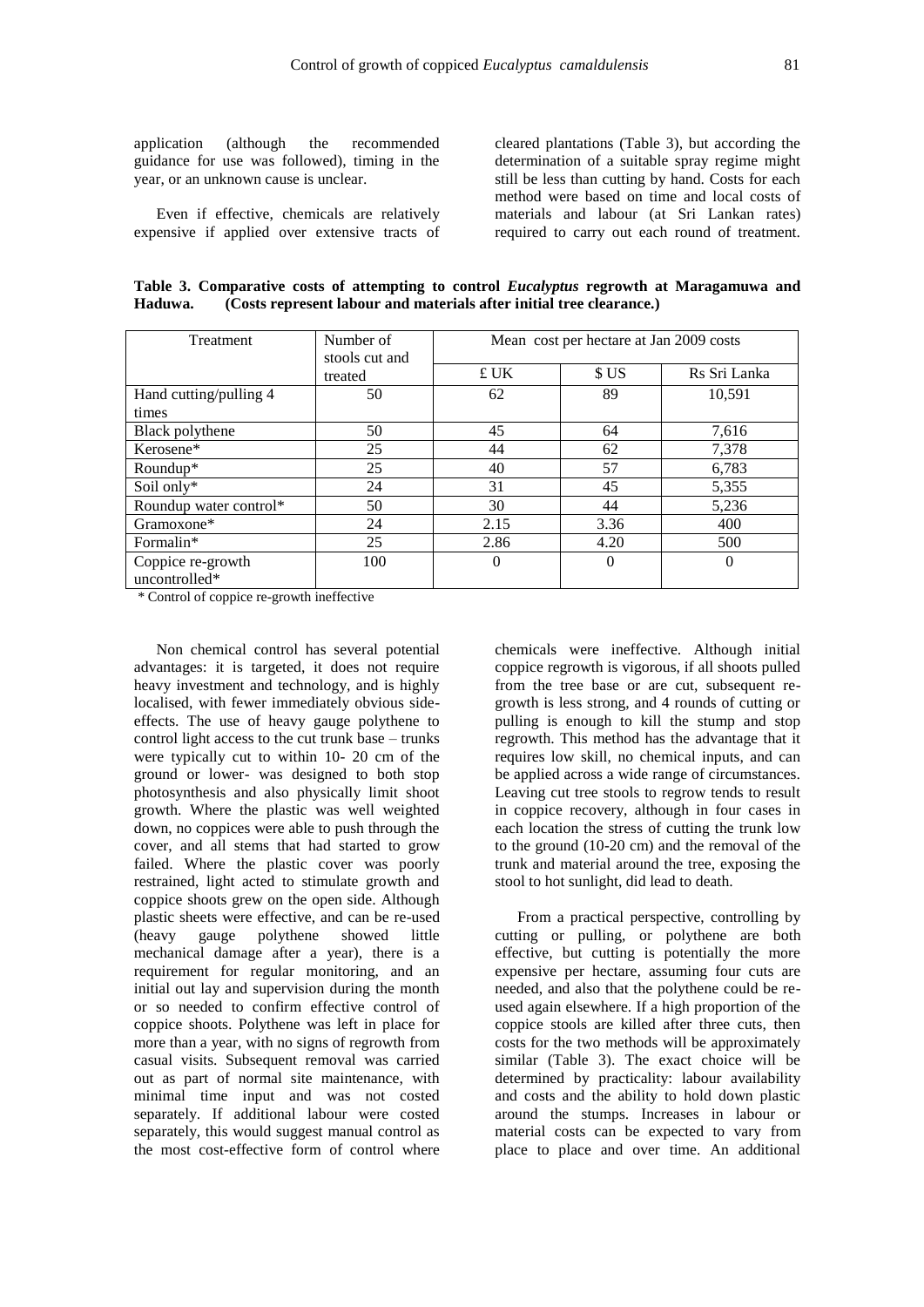application (although the recommended guidance for use was followed), timing in the year, or an unknown cause is unclear.

Even if effective, chemicals are relatively expensive if applied over extensive tracts of cleared plantations (Table 3), but according the determination of a suitable spray regime might still be less than cutting by hand. Costs for each method were based on time and local costs of materials and labour (at Sri Lankan rates) required to carry out each round of treatment.

**Table 3. Comparative costs of attempting to control *Eucalyptus* regrowth at Maragamuwa and Haduwa. (Costs represent labour and materials after initial tree clearance.)**

| Treatment | Number of stools cut and treated | Mean cost per hectare at Jan 2009 costs | | |
|---|---|---|---|---|
| | | £ UK | $ US | Rs Sri Lanka |
| Hand cutting/pulling 4 times | 50 | 62 | 89 | 10,591 |
| Black polythene | 50 | 45 | 64 | 7,616 |
| Kerosene* | 25 | 44 | 62 | 7,378 |
| Roundup* | 25 | 40 | 57 | 6,783 |
| Soil only* | 24 | 31 | 45 | 5,355 |
| Roundup water control* | 50 | 30 | 44 | 5,236 |
| Gramoxone* | 24 | 2.15 | 3.36 | 400 |
| Formalin* | 25 | 2.86 | 4.20 | 500 |
| Coppice re-growth uncontrolled* | 100 | 0 | 0 | 0 |

\* Control of coppice re-growth ineffective

Non chemical control has several potential advantages: it is targeted, it does not require heavy investment and technology, and is highly localised, with fewer immediately obvious side-effects. The use of heavy gauge polythene to control light access to the cut trunk base – trunks were typically cut to within 10- 20 cm of the ground or lower- was designed to both stop photosynthesis and also physically limit shoot growth. Where the plastic was well weighted down, no coppices were able to push through the cover, and all stems that had started to grow failed. Where the plastic cover was poorly restrained, light acted to stimulate growth and coppice shoots grew on the open side. Although plastic sheets were effective, and can be re-used (heavy gauge polythene showed little mechanical damage after a year), there is a requirement for regular monitoring, and an initial out lay and supervision during the month or so needed to confirm effective control of coppice shoots. Polythene was left in place for more than a year, with no signs of regrowth from casual visits. Subsequent removal was carried out as part of normal site maintenance, with minimal time input and was not costed separately. If additional labour were costed separately, this would suggest manual control as the most cost-effective form of control where chemicals were ineffective. Although initial coppice regrowth is vigorous, if all shoots pulled from the tree base or are cut, subsequent re-growth is less strong, and 4 rounds of cutting or pulling is enough to kill the stump and stop regrowth. This method has the advantage that it requires low skill, no chemical inputs, and can be applied across a wide range of circumstances. Leaving cut tree stools to regrow tends to result in coppice recovery, although in four cases in each location the stress of cutting the trunk low to the ground (10-20 cm) and the removal of the trunk and material around the tree, exposing the stool to hot sunlight, did lead to death.

From a practical perspective, controlling by cutting or pulling, or polythene are both effective, but cutting is potentially the more expensive per hectare, assuming four cuts are needed, and also that the polythene could be re-used again elsewhere. If a high proportion of the coppice stools are killed after three cuts, then costs for the two methods will be approximately similar (Table 3). The exact choice will be determined by practicality: labour availability and costs and the ability to hold down plastic around the stumps. Increases in labour or material costs can be expected to vary from place to place and over time. An additional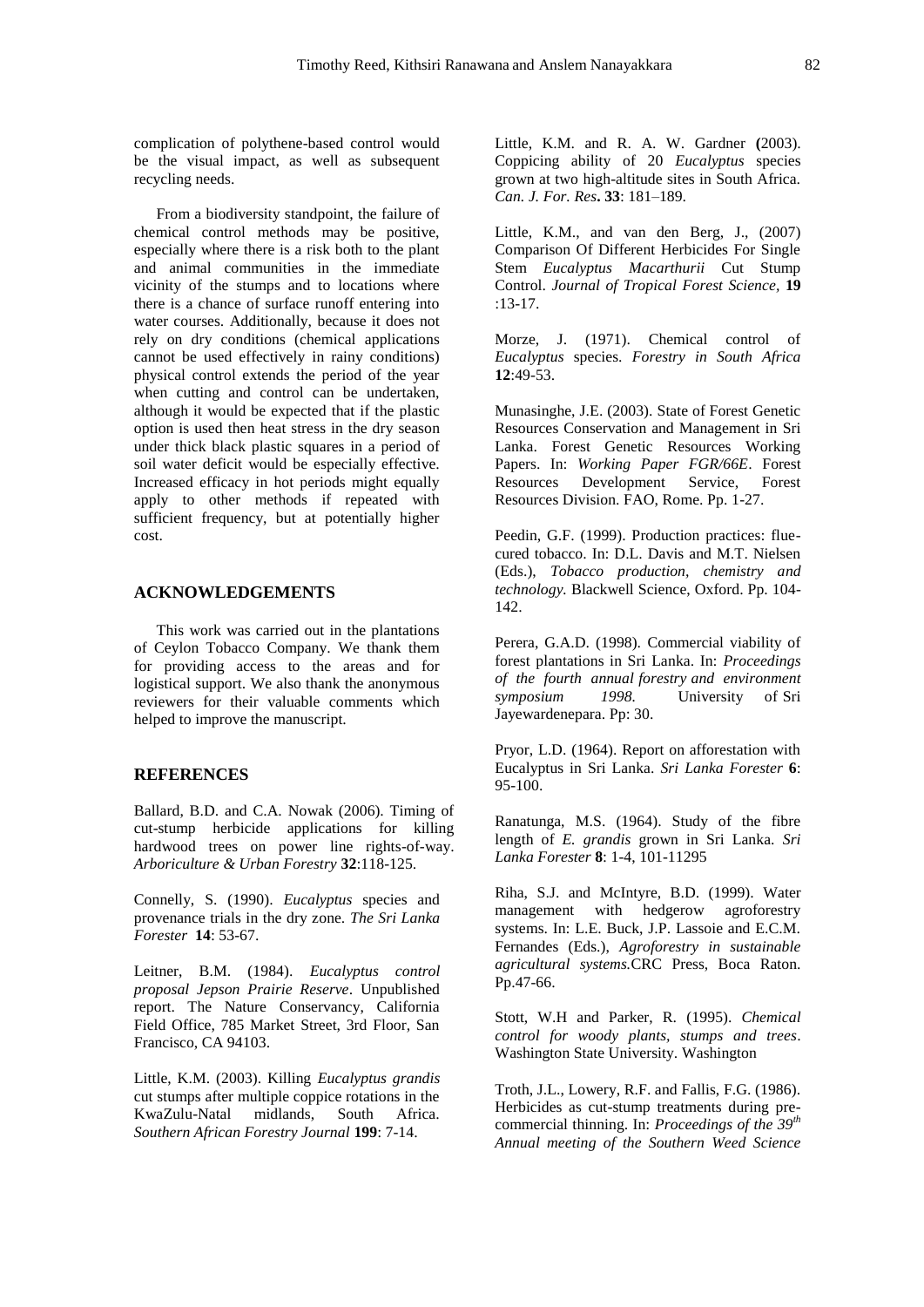complication of polythene-based control would be the visual impact, as well as subsequent recycling needs.

From a biodiversity standpoint, the failure of chemical control methods may be positive, especially where there is a risk both to the plant and animal communities in the immediate vicinity of the stumps and to locations where there is a chance of surface runoff entering into water courses. Additionally, because it does not rely on dry conditions (chemical applications cannot be used effectively in rainy conditions) physical control extends the period of the year when cutting and control can be undertaken, although it would be expected that if the plastic option is used then heat stress in the dry season under thick black plastic squares in a period of soil water deficit would be especially effective. Increased efficacy in hot periods might equally apply to other methods if repeated with sufficient frequency, but at potentially higher cost.

## ACKNOWLEDGEMENTS

This work was carried out in the plantations of Ceylon Tobacco Company. We thank them for providing access to the areas and for logistical support. We also thank the anonymous reviewers for their valuable comments which helped to improve the manuscript.

## REFERENCES

Ballard, B.D. and C.A. Nowak (2006). Timing of cut-stump herbicide applications for killing hardwood trees on power line rights-of-way. *Arboriculture & Urban Forestry* **32**:118-125.

Connelly, S. (1990). *Eucalyptus* species and provenance trials in the dry zone. *The Sri Lanka Forester* **14**: 53-67.

Leitner, B.M. (1984). *Eucalyptus control proposal Jepson Prairie Reserve*. Unpublished report. The Nature Conservancy, California Field Office, 785 Market Street, 3rd Floor, San Francisco, CA 94103.

Little, K.M. (2003). Killing *Eucalyptus grandis* cut stumps after multiple coppice rotations in the KwaZulu-Natal midlands, South Africa. *Southern African Forestry Journal* **199**: 7-14.

Little, K.M. and R. A. W. Gardner **(**2003). Coppicing ability of 20 *Eucalyptus* species grown at two high-altitude sites in South Africa. *Can. J. For. Res***. 33**: 181–189.

Little, K.M., and van den Berg, J., (2007) Comparison Of Different Herbicides For Single Stem *Eucalyptus Macarthurii* Cut Stump Control. *Journal of Tropical Forest Science*, **19** :13-17.

Morze, J. (1971). Chemical control of *Eucalyptus* species. *Forestry in South Africa* **12**:49-53.

Munasinghe, J.E. (2003). State of Forest Genetic Resources Conservation and Management in Sri Lanka. Forest Genetic Resources Working Papers. In: *Working Paper FGR/66E*. Forest Resources Development Service, Forest Resources Division. FAO, Rome. Pp. 1-27.

Peedin, G.F. (1999). Production practices: flue-cured tobacco. In: D.L. Davis and M.T. Nielsen (Eds.), *Tobacco production, chemistry and technology.* Blackwell Science, Oxford. Pp. 104-142.

Perera, G.A.D. (1998). Commercial viability of forest plantations in Sri Lanka. In: *Proceedings of the fourth annual forestry and environment symposium 1998.* University of Sri Jayewardenepara. Pp: 30.

Pryor, L.D. (1964). Report on afforestation with Eucalyptus in Sri Lanka. *Sri Lanka Forester* **6**: 95-100.

Ranatunga, M.S. (1964). Study of the fibre length of *E. grandis* grown in Sri Lanka. *Sri Lanka Forester* **8**: 1-4, 101-11295

Riha, S.J. and McIntyre, B.D. (1999). Water management with hedgerow agroforestry systems. In: L.E. Buck, J.P. Lassoie and E.C.M. Fernandes (Eds.), *Agroforestry in sustainable agricultural systems.*CRC Press, Boca Raton. Pp.47-66.

Stott, W.H and Parker, R. (1995). *Chemical control for woody plants, stumps and trees*. Washington State University. Washington

Troth, J.L., Lowery, R.F. and Fallis, F.G. (1986). Herbicides as cut-stump treatments during pre-commercial thinning. In: *Proceedings of the 39th Annual meeting of the Southern Weed Science*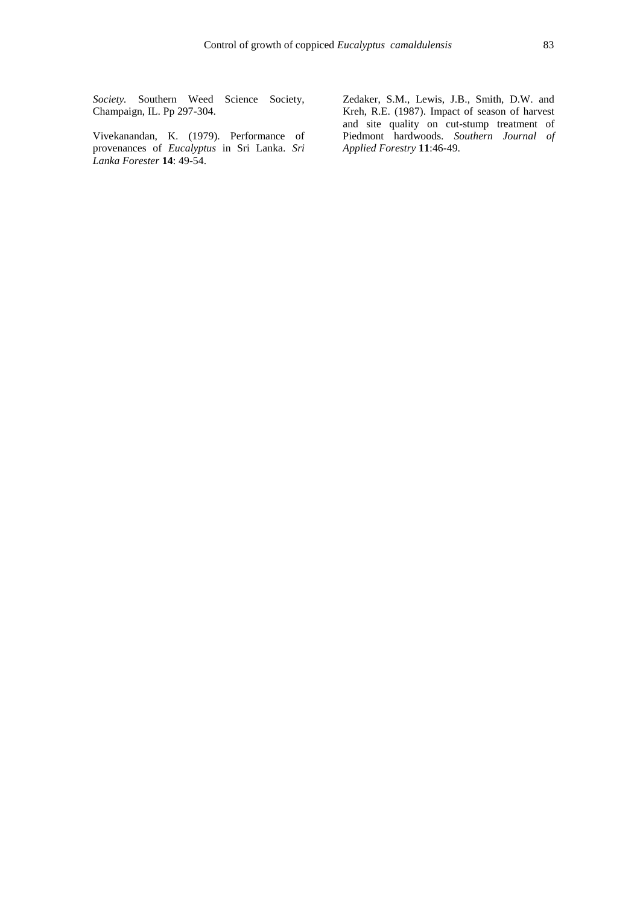*Society*. Southern Weed Science Society, Champaign, IL. Pp 297-304.

Vivekanandan, K. (1979). Performance of provenances of *Eucalyptus* in Sri Lanka. *Sri Lanka Forester* **14**: 49-54.

Zedaker, S.M., Lewis, J.B., Smith, D.W. and Kreh, R.E. (1987). Impact of season of harvest and site quality on cut-stump treatment of Piedmont hardwoods. *Southern Journal of Applied Forestry* **11**:46-49.